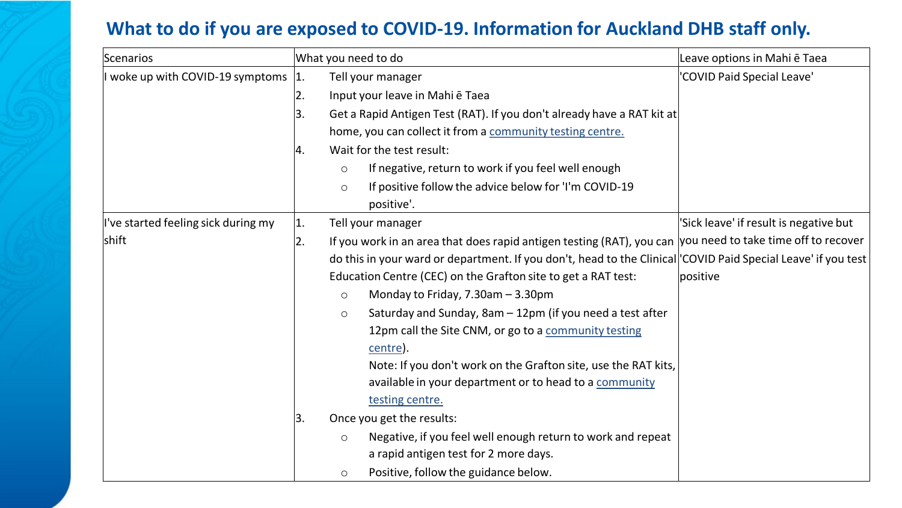# What to do if you are exposed to COVID-19. Information for Auckland DHB staff only.

| Scenarios | What you need to do | Leave options in Mahi ē Taea |
|---|---|---|
| I woke up with COVID-19 symptoms | 1. Tell your manager<br>2. Input your leave in Mahi ē Taea<br>3. Get a Rapid Antigen Test (RAT). If you don't already have a RAT kit at home, you can collect it from a community testing centre.<br>4. Wait for the test result:<br>○ If negative, return to work if you feel well enough<br>○ If positive follow the advice below for 'I'm COVID-19 positive'. | 'COVID Paid Special Leave' |
| I've started feeling sick during my shift | 1. Tell your manager<br>2. If you work in an area that does rapid antigen testing (RAT), you can do this in your ward or department. If you don't, head to the Clinical Education Centre (CEC) on the Grafton site to get a RAT test:<br>○ Monday to Friday, 7.30am – 3.30pm<br>○ Saturday and Sunday, 8am – 12pm (if you need a test after 12pm call the Site CNM, or go to a community testing centre).<br>Note: If you don't work on the Grafton site, use the RAT kits, available in your department or to head to a community testing centre.<br>3. Once you get the results:<br>○ Negative, if you feel well enough return to work and repeat a rapid antigen test for 2 more days.<br>○ Positive, follow the guidance below. | 'Sick leave' if result is negative but you need to take time off to recover 'COVID Paid Special Leave' if you test positive |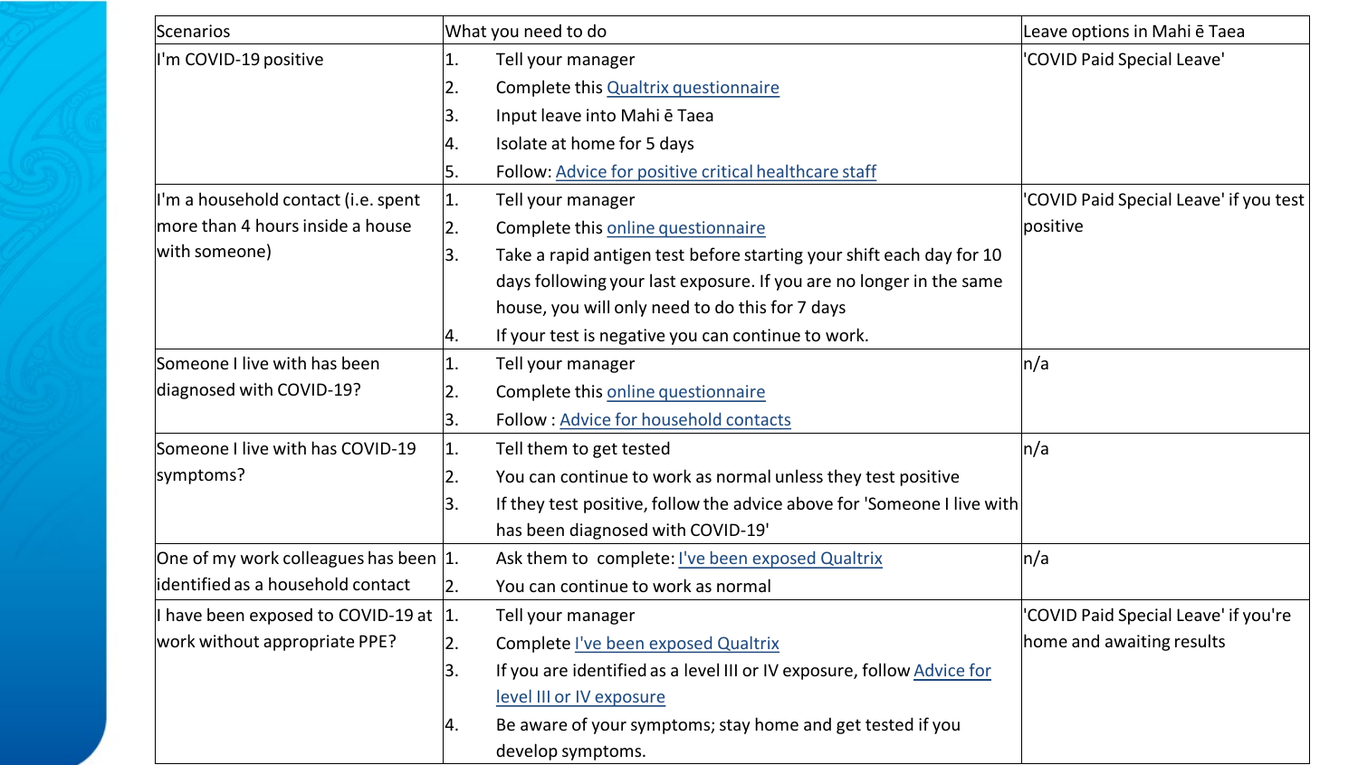| Scenarios | What you need to do | Leave options in Mahi ē Taea |
|---|---|---|
| I'm COVID-19 positive | 1. Tell your manager<br>2. Complete this Qualtrix questionnaire<br>3. Input leave into Mahi ē Taea<br>4. Isolate at home for 5 days<br>5. Follow: Advice for positive critical healthcare staff | 'COVID Paid Special Leave' |
| I'm a household contact (i.e. spent more than 4 hours inside a house with someone) | 1. Tell your manager<br>2. Complete this online questionnaire<br>3. Take a rapid antigen test before starting your shift each day for 10 days following your last exposure. If you are no longer in the same house, you will only need to do this for 7 days<br>4. If your test is negative you can continue to work. | 'COVID Paid Special Leave' if you test positive |
| Someone I live with has been diagnosed with COVID-19? | 1. Tell your manager<br>2. Complete this online questionnaire<br>3. Follow : Advice for household contacts | n/a |
| Someone I live with has COVID-19 symptoms? | 1. Tell them to get tested<br>2. You can continue to work as normal unless they test positive<br>3. If they test positive, follow the advice above for 'Someone I live with has been diagnosed with COVID-19' | n/a |
| One of my work colleagues has been identified as a household contact | 1. Ask them to complete: I've been exposed Qualtrix<br>2. You can continue to work as normal | n/a |
| I have been exposed to COVID-19 at work without appropriate PPE? | 1. Tell your manager<br>2. Complete I've been exposed Qualtrix<br>3. If you are identified as a level III or IV exposure, follow Advice for level III or IV exposure<br>4. Be aware of your symptoms; stay home and get tested if you develop symptoms. | 'COVID Paid Special Leave' if you're home and awaiting results |